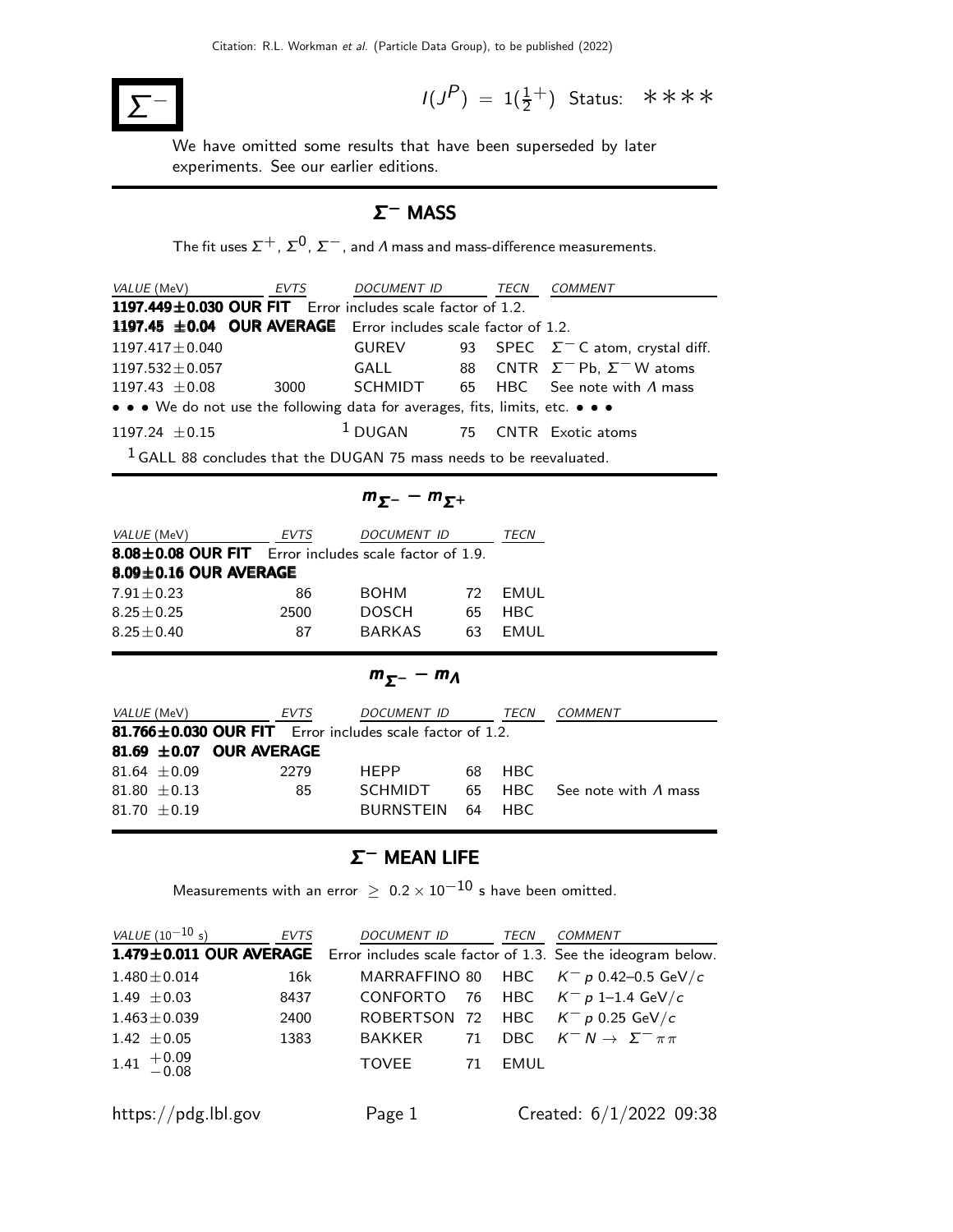# $\Sigma^-$

$I(J^P) = 1(\frac{1}{2}^+)$ Status: ∗∗∗∗

We have omitted some results that have been superseded by later experiments. See our earlier editions.

## $\Sigma^-$ MASS

The fit uses $\Sigma^+$, $\Sigma^0$, $\Sigma^-$, and $\Lambda$ mass and mass-difference measurements.

| VALUE (MeV) | EVTS | DOCUMENT ID | | TECN | COMMENT |
|---|---|---|---|---|---|
| **1197.449±0.030 OUR FIT** Error includes scale factor of 1.2. | | | | | |
| **1197.45 ±0.04 OUR AVERAGE** Error includes scale factor of 1.2. | | | | | |
| 1197.417±0.040 | | GUREV | 93 | SPEC | $\Sigma^-$ C atom, crystal diff. |
| 1197.532±0.057 | | GALL | 88 | CNTR | $\Sigma^-$ Pb, $\Sigma^-$ W atoms |
| 1197.43 ±0.08 | 3000 | SCHMIDT | 65 | HBC | See note with $\Lambda$ mass |
| • • • We do not use the following data for averages, fits, limits, etc. • • • | | | | | |
| 1197.24 ±0.15 | | [1] DUGAN | 75 | CNTR | Exotic atoms |

[1] GALL 88 concludes that the DUGAN 75 mass needs to be reevaluated.

## $m_{\Sigma^-} - m_{\Sigma^+}$

| VALUE (MeV) | EVTS | DOCUMENT ID | | TECN |
|---|---|---|---|---|
| **8.08±0.08 OUR FIT** Error includes scale factor of 1.9. | | | | |
| **8.09±0.16 OUR AVERAGE** | | | | |
| 7.91±0.23 | 86 | BOHM | 72 | EMUL |
| 8.25±0.25 | 2500 | DOSCH | 65 | HBC |
| 8.25±0.40 | 87 | BARKAS | 63 | EMUL |

## $m_{\Sigma^-} - m_{\Lambda}$

| VALUE (MeV) | EVTS | DOCUMENT ID | | TECN | COMMENT |
|---|---|---|---|---|---|
| **81.766±0.030 OUR FIT** Error includes scale factor of 1.2. | | | | | |
| **81.69 ±0.07 OUR AVERAGE** | | | | | |
| 81.64 ±0.09 | 2279 | HEPP | 68 | HBC | |
| 81.80 ±0.13 | 85 | SCHMIDT | 65 | HBC | See note with $\Lambda$ mass |
| 81.70 ±0.19 | | BURNSTEIN | 64 | HBC | |

## $\Sigma^-$ MEAN LIFE

Measurements with an error $\geq 0.2 \times 10^{-10}$ s have been omitted.

| VALUE ($10^{-10}$ s) | EVTS | DOCUMENT ID | | TECN | COMMENT |
|---|---|---|---|---|---|
| **1.479±0.011 OUR AVERAGE** Error includes scale factor of 1.3. See the ideogram below. | | | | | |
| 1.480±0.014 | 16k | MARRAFFINO | 80 | HBC | $K^- p$ 0.42–0.5 GeV/$c$ |
| 1.49 ±0.03 | 8437 | CONFORTO | 76 | HBC | $K^- p$ 1–1.4 GeV/$c$ |
| 1.463±0.039 | 2400 | ROBERTSON | 72 | HBC | $K^- p$ 0.25 GeV/$c$ |
| 1.42 ±0.05 | 1383 | BAKKER | 71 | DBC | $K^- N \to \Sigma^- \pi\pi$ |
| $1.41\ ^{+0.09}_{-0.08}$ | | TOVEE | 71 | EMUL | |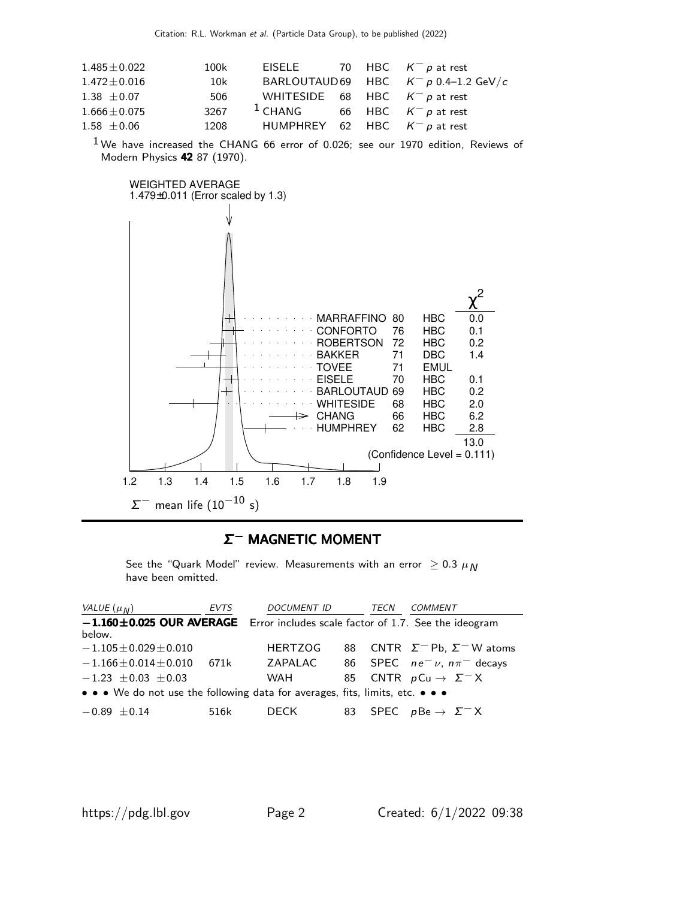| | | | | | |
|---|---|---|---|---|---|
| $1.485 \pm 0.022$ | 100k | EISELE | 70 | HBC | $K^- p$ at rest |
| $1.472 \pm 0.016$ | 10k | BARLOUTAUD | 69 | HBC | $K^- p$ 0.4–1.2 GeV/$c$ |
| $1.38 \pm 0.07$ | 506 | WHITESIDE | 68 | HBC | $K^- p$ at rest |
| $1.666 \pm 0.075$ | 3267 | [1] CHANG | 66 | HBC | $K^- p$ at rest |
| $1.58 \pm 0.06$ | 1208 | HUMPHREY | 62 | HBC | $K^- p$ at rest |

[1] We have increased the CHANG 66 error of 0.026; see our 1970 edition, Reviews of Modern Physics **42** 87 (1970).

WEIGHTED AVERAGE
1.479±0.011 (Error scaled by 1.3)

| | | | $\chi^2$ |
|---|---|---|---|
| MARRAFFINO | 80 | HBC | 0.0 |
| CONFORTO | 76 | HBC | 0.1 |
| ROBERTSON | 72 | HBC | 0.2 |
| BAKKER | 71 | DBC | 1.4 |
| TOVEE | 71 | EMUL | |
| EISELE | 70 | HBC | 0.1 |
| BARLOUTAUD | 69 | HBC | 0.2 |
| WHITESIDE | 68 | HBC | 2.0 |
| CHANG | 66 | HBC | 6.2 |
| HUMPHREY | 62 | HBC | 2.8 |
| | | | 13.0 |

(Confidence Level = 0.111)

$\Sigma^-$ mean life ($10^{-10}$ s)

## $\Sigma^-$ MAGNETIC MOMENT

See the "Quark Model" review. Measurements with an error $\geq 0.3\ \mu_N$ have been omitted.

| *VALUE* ($\mu_N$) | *EVTS* | *DOCUMENT ID* | | *TECN* | *COMMENT* |
|---|---|---|---|---|---|
| **$-1.160 \pm 0.025$ OUR AVERAGE** | Error includes scale factor of 1.7. See the ideogram below. | | | | |
| $-1.105 \pm 0.029 \pm 0.010$ | | HERTZOG | 88 | CNTR | $\Sigma^-$ Pb, $\Sigma^-$ W atoms |
| $-1.166 \pm 0.014 \pm 0.010$ | 671k | ZAPALAC | 86 | SPEC | $n e^- \nu$, $n \pi^-$ decays |
| $-1.23 \pm 0.03 \pm 0.03$ | | WAH | 85 | CNTR | $p\mathrm{Cu} \to \Sigma^- X$ |
| • • • We do not use the following data for averages, fits, limits, etc. • • • | | | | | |
| $-0.89 \pm 0.14$ | 516k | DECK | 83 | SPEC | $p\mathrm{Be} \to \Sigma^- X$ |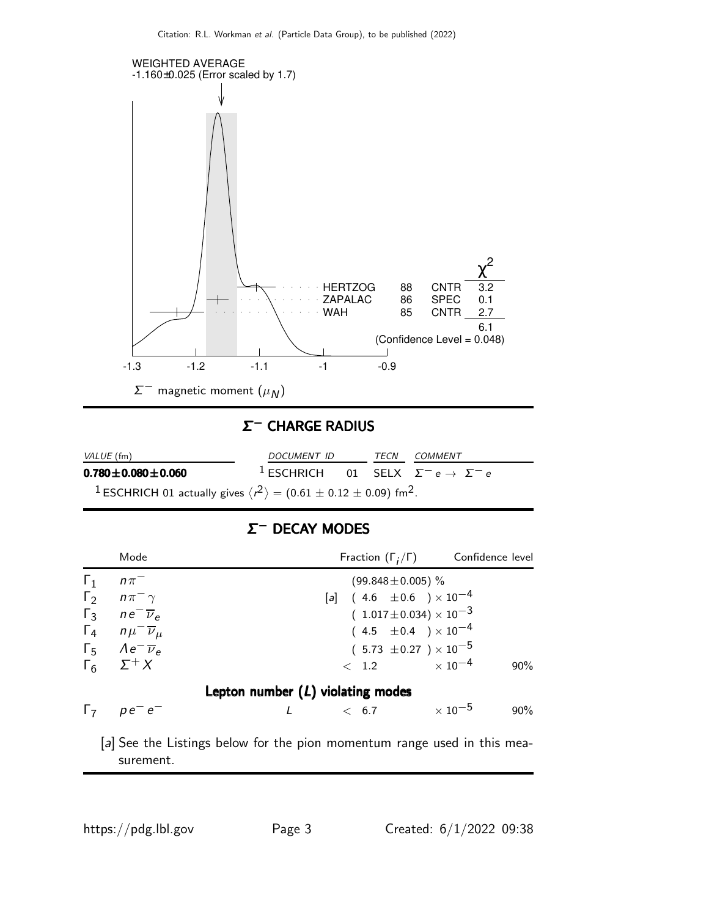WEIGHTED AVERAGE
-1.160±0.025 (Error scaled by 1.7)

| | | | $\chi^2$ |
|---|---|---|---|
| HERTZOG | 88 | CNTR | 3.2 |
| ZAPALAC | 86 | SPEC | 0.1 |
| WAH | 85 | CNTR | 2.7 |
| | | | 6.1 |

(Confidence Level = 0.048)

-1.3 -1.2 -1.1 -1 -0.9

$\Sigma^-$ magnetic moment ($\mu_N$)

## $\Sigma^-$ CHARGE RADIUS

| VALUE (fm) | DOCUMENT ID | | TECN | COMMENT |
|---|---|---|---|---|
| **0.780±0.080±0.060** | [1] ESCHRICH | 01 | SELX | $\Sigma^- e \to \Sigma^- e$ |

[1] ESCHRICH 01 actually gives $\langle r^2 \rangle = (0.61 \pm 0.12 \pm 0.09)$ fm$^2$.

## $\Sigma^-$ DECAY MODES

| | Mode | Fraction ($\Gamma_i/\Gamma$) | Confidence level |
|---|---|---|---|
| $\Gamma_1$ | $n\pi^-$ | $(99.848 \pm 0.005)$ % | |
| $\Gamma_2$ | $n\pi^-\gamma$ | [a] $(4.6 \pm 0.6) \times 10^{-4}$ | |
| $\Gamma_3$ | $ne^-\overline{\nu}_e$ | $(1.017 \pm 0.034) \times 10^{-3}$ | |
| $\Gamma_4$ | $n\mu^-\overline{\nu}_\mu$ | $(4.5 \pm 0.4) \times 10^{-4}$ | |
| $\Gamma_5$ | $\Lambda e^-\overline{\nu}_e$ | $(5.73 \pm 0.27) \times 10^{-5}$ | |
| $\Gamma_6$ | $\Sigma^+ X$ | $< 1.2 \times 10^{-4}$ | 90% |

### Lepton number (*L*) violating modes

| | Mode | | Fraction ($\Gamma_i/\Gamma$) | Confidence level |
|---|---|---|---|---|
| $\Gamma_7$ | $pe^-e^-$ | *L* | $< 6.7 \times 10^{-5}$ | 90% |

[a] See the Listings below for the pion momentum range used in this measurement.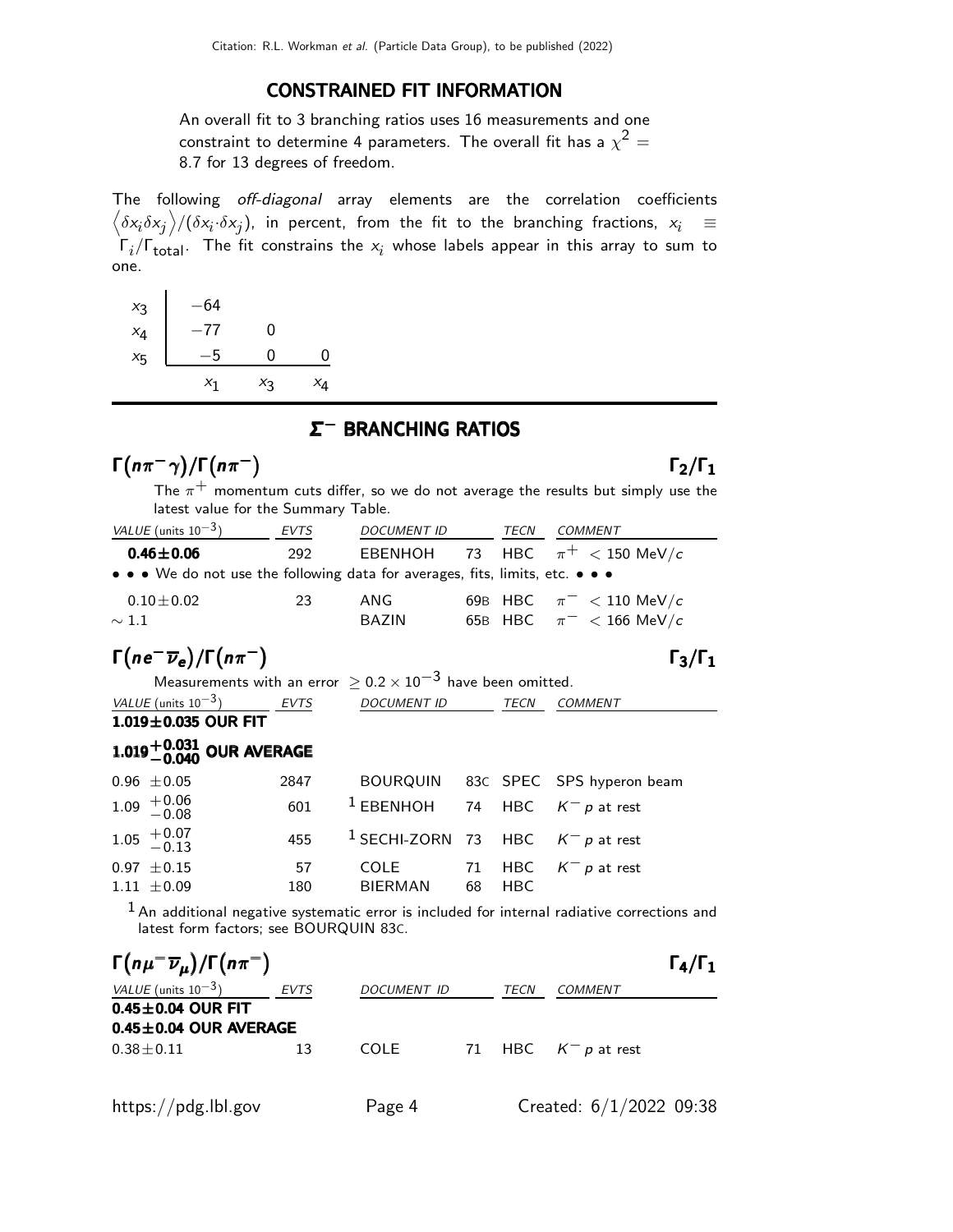## CONSTRAINED FIT INFORMATION

An overall fit to 3 branching ratios uses 16 measurements and one constraint to determine 4 parameters. The overall fit has a $\chi^2 =$ 8.7 for 13 degrees of freedom.

The following *off-diagonal* array elements are the correlation coefficients $\left\langle \delta x_i \delta x_j \right\rangle / (\delta x_i \cdot \delta x_j)$, in percent, from the fit to the branching fractions, $x_i \equiv \Gamma_i/\Gamma_{\text{total}}$. The fit constrains the $x_i$ whose labels appear in this array to sum to one.

| | | | |
|---|---|---|---|
| $x_3$ | −64 | | |
| $x_4$ | −77 | 0 | |
| $x_5$ | −5 | 0 | 0 |
| | $x_1$ | $x_3$ | $x_4$ |

## $\Sigma^-$ BRANCHING RATIOS

### $\Gamma(n\pi^-\gamma)/\Gamma(n\pi^-)$ — $\Gamma_2/\Gamma_1$

The $\pi^+$ momentum cuts differ, so we do not average the results but simply use the latest value for the Summary Table.

| VALUE (units $10^{-3}$) | EVTS | DOCUMENT ID | | TECN | COMMENT |
|---|---|---|---|---|---|
| **0.46±0.06** | 292 | EBENHOH | 73 | HBC | $\pi^+ < 150$ MeV/$c$ |
| • • • We do not use the following data for averages, fits, limits, etc. • • • | | | | | |
| 0.10±0.02 | 23 | ANG | 69B | HBC | $\pi^- < 110$ MeV/$c$ |
| ∼ 1.1 | | BAZIN | 65B | HBC | $\pi^- < 166$ MeV/$c$ |

### $\Gamma(ne^-\overline{\nu}_e)/\Gamma(n\pi^-)$ — $\Gamma_3/\Gamma_1$

Measurements with an error $\geq 0.2 \times 10^{-3}$ have been omitted.

| VALUE (units $10^{-3}$) | EVTS | DOCUMENT ID | | TECN | COMMENT |
|---|---|---|---|---|---|
| **1.019±0.035 OUR FIT** | | | | | |
| **$1.019^{+0.031}_{-0.040}$ OUR AVERAGE** | | | | | |
| 0.96 ±0.05 | 2847 | BOURQUIN | 83C | SPEC | SPS hyperon beam |
| $1.09\ ^{+0.06}_{-0.08}$ | 601 | [1] EBENHOH | 74 | HBC | $K^- p$ at rest |
| $1.05\ ^{+0.07}_{-0.13}$ | 455 | [1] SECHI-ZORN | 73 | HBC | $K^- p$ at rest |
| 0.97 ±0.15 | 57 | COLE | 71 | HBC | $K^- p$ at rest |
| 1.11 ±0.09 | 180 | BIERMAN | 68 | HBC | |

[1] An additional negative systematic error is included for internal radiative corrections and latest form factors; see BOURQUIN 83C.

### $\Gamma(n\mu^-\overline{\nu}_\mu)/\Gamma(n\pi^-)$ — $\Gamma_4/\Gamma_1$

| VALUE (units $10^{-3}$) | EVTS | DOCUMENT ID | | TECN | COMMENT |
|---|---|---|---|---|---|
| **0.45±0.04 OUR FIT** | | | | | |
| **0.45±0.04 OUR AVERAGE** | | | | | |
| 0.38±0.11 | 13 | COLE | 71 | HBC | $K^- p$ at rest |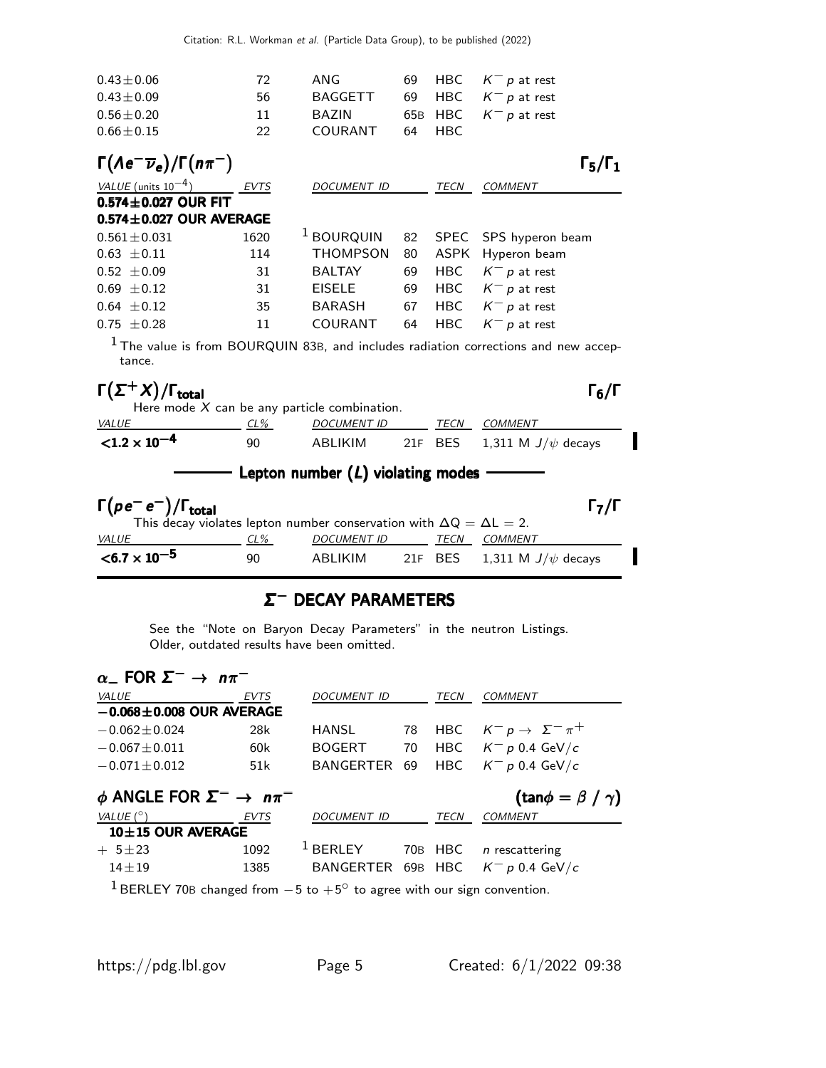| | | | | | |
|---|---|---|---|---|---|
| $0.43 \pm 0.06$ | 72 | ANG | 69 | HBC | $K^- p$ at rest |
| $0.43 \pm 0.09$ | 56 | BAGGETT | 69 | HBC | $K^- p$ at rest |
| $0.56 \pm 0.20$ | 11 | BAZIN | 65B | HBC | $K^- p$ at rest |
| $0.66 \pm 0.15$ | 22 | COURANT | 64 | HBC | |

### $\Gamma(\Lambda e^- \overline{\nu}_e)/\Gamma(n\pi^-)$ $\qquad\qquad$ $\Gamma_5/\Gamma_1$

| VALUE (units $10^{-4}$) | EVTS | DOCUMENT ID | | TECN | COMMENT |
|---|---|---|---|---|---|
| **0.574±0.027 OUR FIT** | | | | | |
| **0.574±0.027 OUR AVERAGE** | | | | | |
| $0.561 \pm 0.031$ | 1620 | [1] BOURQUIN | 82 | SPEC | SPS hyperon beam |
| $0.63 \pm 0.11$ | 114 | THOMPSON | 80 | ASPK | Hyperon beam |
| $0.52 \pm 0.09$ | 31 | BALTAY | 69 | HBC | $K^- p$ at rest |
| $0.69 \pm 0.12$ | 31 | EISELE | 69 | HBC | $K^- p$ at rest |
| $0.64 \pm 0.12$ | 35 | BARASH | 67 | HBC | $K^- p$ at rest |
| $0.75 \pm 0.28$ | 11 | COURANT | 64 | HBC | $K^- p$ at rest |

[1] The value is from BOURQUIN 83B, and includes radiation corrections and new acceptance.

### $\Gamma(\Sigma^+ X)/\Gamma_{\text{total}}$ $\qquad\qquad$ $\Gamma_6/\Gamma$

Here mode $X$ can be any particle combination.

| VALUE | CL% | DOCUMENT ID | | TECN | COMMENT |
|---|---|---|---|---|---|
| $\mathbf{<1.2 \times 10^{-4}}$ | 90 | ABLIKIM | 21F | BES | 1,311 M $J/\psi$ decays |

## Lepton number ($L$) violating modes

### $\Gamma(p e^- e^-)/\Gamma_{\text{total}}$ $\qquad\qquad$ $\Gamma_7/\Gamma$

This decay violates lepton number conservation with $\Delta Q = \Delta L = 2$.

| VALUE | CL% | DOCUMENT ID | | TECN | COMMENT |
|---|---|---|---|---|---|
| $\mathbf{<6.7 \times 10^{-5}}$ | 90 | ABLIKIM | 21F | BES | 1,311 M $J/\psi$ decays |

## $\Sigma^-$ DECAY PARAMETERS

See the "Note on Baryon Decay Parameters" in the neutron Listings. Older, outdated results have been omitted.

### $\alpha_-$ FOR $\Sigma^- \to n\pi^-$

| VALUE | EVTS | DOCUMENT ID | | TECN | COMMENT |
|---|---|---|---|---|---|
| **−0.068±0.008 OUR AVERAGE** | | | | | |
| $-0.062 \pm 0.024$ | 28k | HANSL | 78 | HBC | $K^- p \to \Sigma^- \pi^+$ |
| $-0.067 \pm 0.011$ | 60k | BOGERT | 70 | HBC | $K^- p$ 0.4 GeV/$c$ |
| $-0.071 \pm 0.012$ | 51k | BANGERTER | 69 | HBC | $K^- p$ 0.4 GeV/$c$ |

### $\phi$ ANGLE FOR $\Sigma^- \to n\pi^-$ $\qquad\qquad$ $(\tan\phi = \beta / \gamma)$

| VALUE (°) | EVTS | DOCUMENT ID | | TECN | COMMENT |
|---|---|---|---|---|---|
| **10±15 OUR AVERAGE** | | | | | |
| $+5 \pm 23$ | 1092 | [1] BERLEY | 70B | HBC | $n$ rescattering |
| $14 \pm 19$ | 1385 | BANGERTER | 69B | HBC | $K^- p$ 0.4 GeV/$c$ |

[1] BERLEY 70B changed from $-5$ to $+5°$ to agree with our sign convention.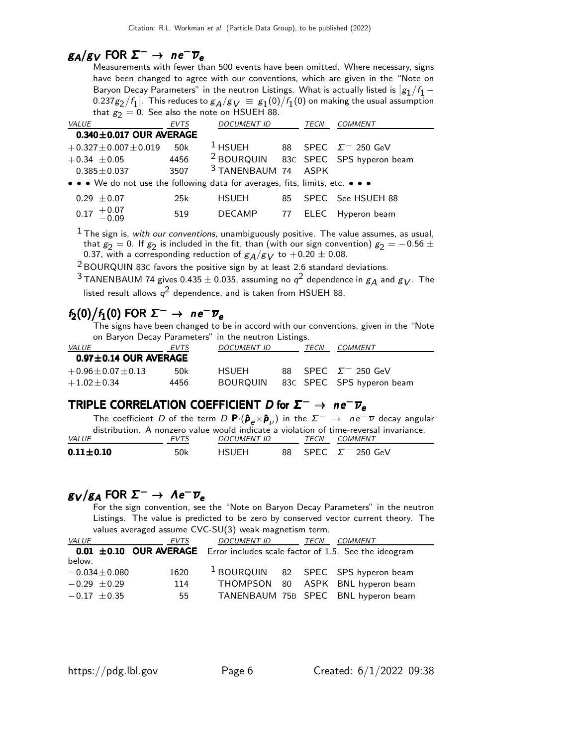## $g_A/g_V$ FOR $\Sigma^- \to n e^- \overline{\nu}_e$

Measurements with fewer than 500 events have been omitted. Where necessary, signs have been changed to agree with our conventions, which are given in the "Note on Baryon Decay Parameters" in the neutron Listings. What is actually listed is $|g_1/f_1 - 0.237 g_2/f_1|$. This reduces to $g_A/g_V \equiv g_1(0)/f_1(0)$ on making the usual assumption that $g_2 = 0$. See also the note on HSUEH 88.

| VALUE | EVTS | DOCUMENT ID | | TECN | COMMENT |
|---|---|---|---|---|---|
| **0.340±0.017 OUR AVERAGE** | | | | | |
| $+0.327 \pm 0.007 \pm 0.019$ | 50k | [1] HSUEH | 88 | SPEC | $\Sigma^-$ 250 GeV |
| $+0.34 \pm 0.05$ | 4456 | [2] BOURQUIN | 83C | SPEC | SPS hyperon beam |
| $0.385 \pm 0.037$ | 3507 | [3] TANENBAUM | 74 | ASPK | |
| • • • We do not use the following data for averages, fits, limits, etc. • • • | | | | | |
| $0.29 \pm 0.07$ | 25k | HSUEH | 85 | SPEC | See HSUEH 88 |
| $0.17\ ^{+0.07}_{-0.09}$ | 519 | DECAMP | 77 | ELEC | Hyperon beam |

[1] The sign is, *with our conventions*, unambiguously positive. The value assumes, as usual, that $g_2 = 0$. If $g_2$ is included in the fit, than (with our sign convention) $g_2 = -0.56 \pm 0.37$, with a corresponding reduction of $g_A/g_V$ to $+0.20 \pm 0.08$.

[2] BOURQUIN 83C favors the positive sign by at least 2.6 standard deviations.

[3] TANENBAUM 74 gives $0.435 \pm 0.035$, assuming no $q^2$ dependence in $g_A$ and $g_V$. The listed result allows $q^2$ dependence, and is taken from HSUEH 88.

## $f_2(0)/f_1(0)$ FOR $\Sigma^- \to n e^- \overline{\nu}_e$

The signs have been changed to be in accord with our conventions, given in the "Note on Baryon Decay Parameters" in the neutron Listings.

| VALUE | EVTS | DOCUMENT ID | | TECN | COMMENT |
|---|---|---|---|---|---|
| **0.97±0.14 OUR AVERAGE** | | | | | |
| $+0.96 \pm 0.07 \pm 0.13$ | 50k | HSUEH | 88 | SPEC | $\Sigma^-$ 250 GeV |
| $+1.02 \pm 0.34$ | 4456 | BOURQUIN | 83C | SPEC | SPS hyperon beam |

## TRIPLE CORRELATION COEFFICIENT $D$ for $\Sigma^- \to n e^- \overline{\nu}_e$

The coefficient $D$ of the term $D\ \mathbf{P}\cdot(\hat{\mathbf{p}}_e \times \hat{\mathbf{p}}_\nu)$ in the $\Sigma^- \to n e^- \overline{\nu}$ decay angular distribution. A nonzero value would indicate a violation of time-reversal invariance.

| VALUE | EVTS | DOCUMENT ID | | TECN | COMMENT |
|---|---|---|---|---|---|
| **0.11±0.10** | 50k | HSUEH | 88 | SPEC | $\Sigma^-$ 250 GeV |

## $g_V/g_A$ FOR $\Sigma^- \to \Lambda e^- \overline{\nu}_e$

For the sign convention, see the "Note on Baryon Decay Parameters" in the neutron Listings. The value is predicted to be zero by conserved vector current theory. The values averaged assume CVC-SU(3) weak magnetism term.

| VALUE | EVTS | DOCUMENT ID | | TECN | COMMENT |
|---|---|---|---|---|---|
| **0.01 ±0.10 OUR AVERAGE** Error includes scale factor of 1.5. See the ideogram below. | | | | | |
| $-0.034 \pm 0.080$ | 1620 | [1] BOURQUIN | 82 | SPEC | SPS hyperon beam |
| $-0.29 \pm 0.29$ | 114 | THOMPSON | 80 | ASPK | BNL hyperon beam |
| $-0.17 \pm 0.35$ | 55 | TANENBAUM | 75B | SPEC | BNL hyperon beam |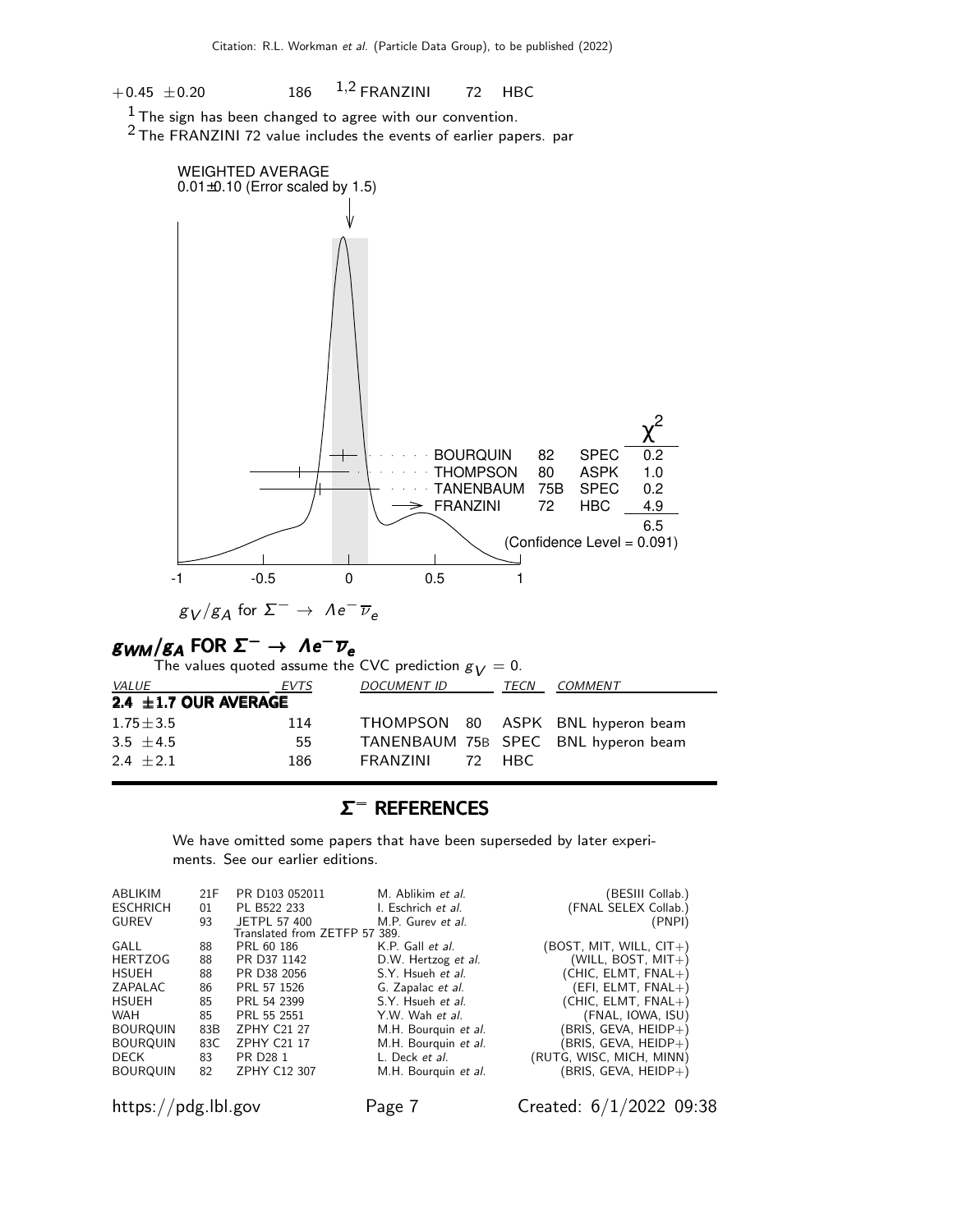| | | | | |
|---|---|---|---|---|
| $+0.45$ $\pm 0.20$ | 186 | [1,2] FRANZINI | 72 | HBC |

[1] The sign has been changed to agree with our convention.

[2] The FRANZINI 72 value includes the events of earlier papers. par

WEIGHTED AVERAGE
0.01±0.10 (Error scaled by 1.5)

| | | | $\chi^2$ |
|---|---|---|---|
| BOURQUIN | 82 | SPEC | 0.2 |
| THOMPSON | 80 | ASPK | 1.0 |
| TANENBAUM | 75B | SPEC | 0.2 |
| FRANZINI | 72 | HBC | 4.9 |
| | | | 6.5 |

(Confidence Level = 0.091)

$g_V/g_A$ for $\Sigma^- \rightarrow \Lambda e^- \overline{\nu}_e$

## $g_{WM}/g_A$ FOR $\Sigma^- \rightarrow \Lambda e^- \overline{\nu}_e$

The values quoted assume the CVC prediction $g_V = 0$.

| *VALUE* | *EVTS* | *DOCUMENT ID* | | *TECN* | *COMMENT* |
|---|---|---|---|---|---|
| **2.4 ±1.7 OUR AVERAGE** | | | | | |
| $1.75 \pm 3.5$ | 114 | THOMPSON | 80 | ASPK | BNL hyperon beam |
| $3.5$ $\pm 4.5$ | 55 | TANENBAUM | 75B | SPEC | BNL hyperon beam |
| $2.4$ $\pm 2.1$ | 186 | FRANZINI | 72 | HBC | |

## $\Sigma^-$ REFERENCES

We have omitted some papers that have been superseded by later experiments. See our earlier editions.

| | | | | |
|---|---|---|---|---|
| ABLIKIM | 21F | PR D103 052011 | M. Ablikim *et al.* | (BESIII Collab.) |
| ESCHRICH | 01 | PL B522 233 | I. Eschrich *et al.* | (FNAL SELEX Collab.) |
| GUREV | 93 | JETPL 57 400 | M.P. Gurev *et al.* | (PNPI) |
| | | Translated from ZETFP 57 389. | | |
| GALL | 88 | PRL 60 186 | K.P. Gall *et al.* | (BOST, MIT, WILL, CIT+) |
| HERTZOG | 88 | PR D37 1142 | D.W. Hertzog *et al.* | (WILL, BOST, MIT+) |
| HSUEH | 88 | PR D38 2056 | S.Y. Hsueh *et al.* | (CHIC, ELMT, FNAL+) |
| ZAPALAC | 86 | PRL 57 1526 | G. Zapalac *et al.* | (EFI, ELMT, FNAL+) |
| HSUEH | 85 | PRL 54 2399 | S.Y. Hsueh *et al.* | (CHIC, ELMT, FNAL+) |
| WAH | 85 | PRL 55 2551 | Y.W. Wah *et al.* | (FNAL, IOWA, ISU) |
| BOURQUIN | 83B | ZPHY C21 27 | M.H. Bourquin *et al.* | (BRIS, GEVA, HEIDP+) |
| BOURQUIN | 83C | ZPHY C21 17 | M.H. Bourquin *et al.* | (BRIS, GEVA, HEIDP+) |
| DECK | 83 | PR D28 1 | L. Deck *et al.* | (RUTG, WISC, MICH, MINN) |
| BOURQUIN | 82 | ZPHY C12 307 | M.H. Bourquin *et al.* | (BRIS, GEVA, HEIDP+) |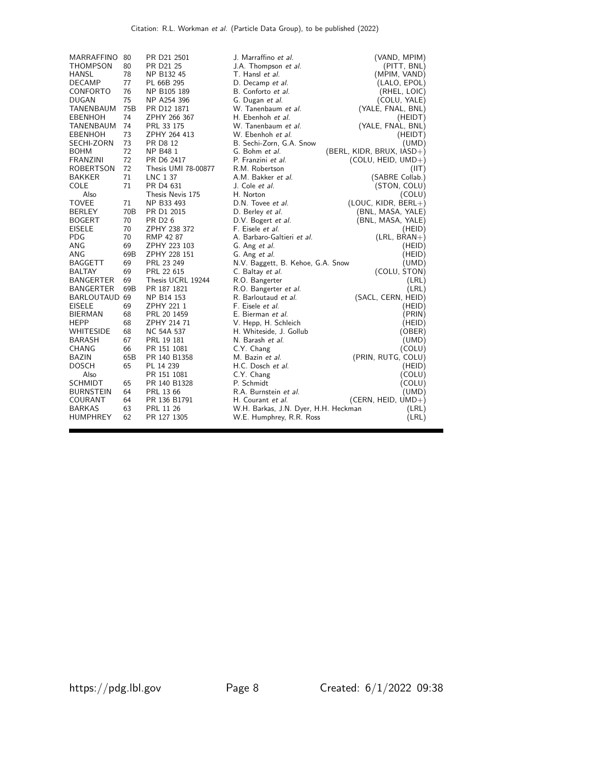| | | | | |
|---|---|---|---|---|
| MARRAFFINO | 80 | PR D21 2501 | J. Marraffino *et al.* | (VAND, MPIM) |
| THOMPSON | 80 | PR D21 25 | J.A. Thompson *et al.* | (PITT, BNL) |
| HANSL | 78 | NP B132 45 | T. Hansl *et al.* | (MPIM, VAND) |
| DECAMP | 77 | PL 66B 295 | D. Decamp *et al.* | (LALO, EPOL) |
| CONFORTO | 76 | NP B105 189 | B. Conforto *et al.* | (RHEL, LOIC) |
| DUGAN | 75 | NP A254 396 | G. Dugan *et al.* | (COLU, YALE) |
| TANENBAUM | 75B | PR D12 1871 | W. Tanenbaum *et al.* | (YALE, FNAL, BNL) |
| EBENHOH | 74 | ZPHY 266 367 | H. Ebenhoh *et al.* | (HEIDT) |
| TANENBAUM | 74 | PRL 33 175 | W. Tanenbaum *et al.* | (YALE, FNAL, BNL) |
| EBENHOH | 73 | ZPHY 264 413 | W. Ebenhoh *et al.* | (HEIDT) |
| SECHI-ZORN | 73 | PR D8 12 | B. Sechi-Zorn, G.A. Snow | (UMD) |
| BOHM | 72 | NP B48 1 | G. Bohm *et al.* | (BERL, KIDR, BRUX, IASD+) |
| FRANZINI | 72 | PR D6 2417 | P. Franzini *et al.* | (COLU, HEID, UMD+) |
| ROBERTSON | 72 | Thesis UMI 78-00877 | R.M. Robertson | (IIT) |
| BAKKER | 71 | LNC 1 37 | A.M. Bakker *et al.* | (SABRE Collab.) |
| COLE | 71 | PR D4 631 | J. Cole *et al.* | (STON, COLU) |
| Also | | Thesis Nevis 175 | H. Norton | (COLU) |
| TOVEE | 71 | NP B33 493 | D.N. Tovee *et al.* | (LOUC, KIDR, BERL+) |
| BERLEY | 70B | PR D1 2015 | D. Berley *et al.* | (BNL, MASA, YALE) |
| BOGERT | 70 | PR D2 6 | D.V. Bogert *et al.* | (BNL, MASA, YALE) |
| EISELE | 70 | ZPHY 238 372 | F. Eisele *et al.* | (HEID) |
| PDG | 70 | RMP 42 87 | A. Barbaro-Galtieri *et al.* | (LRL, BRAN+) |
| ANG | 69 | ZPHY 223 103 | G. Ang *et al.* | (HEID) |
| ANG | 69B | ZPHY 228 151 | G. Ang *et al.* | (HEID) |
| BAGGETT | 69 | PRL 23 249 | N.V. Baggett, B. Kehoe, G.A. Snow | (UMD) |
| BALTAY | 69 | PRL 22 615 | C. Baltay *et al.* | (COLU, STON) |
| BANGERTER | 69 | Thesis UCRL 19244 | R.O. Bangerter | (LRL) |
| BANGERTER | 69B | PR 187 1821 | R.O. Bangerter *et al.* | (LRL) |
| BARLOUTAUD | 69 | NP B14 153 | R. Barloutaud *et al.* | (SACL, CERN, HEID) |
| EISELE | 69 | ZPHY 221 1 | F. Eisele *et al.* | (HEID) |
| BIERMAN | 68 | PRL 20 1459 | E. Bierman *et al.* | (PRIN) |
| HEPP | 68 | ZPHY 214 71 | V. Hepp, H. Schleich | (HEID) |
| WHITESIDE | 68 | NC 54A 537 | H. Whiteside, J. Gollub | (OBER) |
| BARASH | 67 | PRL 19 181 | N. Barash *et al.* | (UMD) |
| CHANG | 66 | PR 151 1081 | C.Y. Chang | (COLU) |
| BAZIN | 65B | PR 140 B1358 | M. Bazin *et al.* | (PRIN, RUTG, COLU) |
| DOSCH | 65 | PL 14 239 | H.C. Dosch *et al.* | (HEID) |
| Also | | PR 151 1081 | C.Y. Chang | (COLU) |
| SCHMIDT | 65 | PR 140 B1328 | P. Schmidt | (COLU) |
| BURNSTEIN | 64 | PRL 13 66 | R.A. Burnstein *et al.* | (UMD) |
| COURANT | 64 | PR 136 B1791 | H. Courant *et al.* | (CERN, HEID, UMD+) |
| BARKAS | 63 | PRL 11 26 | W.H. Barkas, J.N. Dyer, H.H. Heckman | (LRL) |
| HUMPHREY | 62 | PR 127 1305 | W.E. Humphrey, R.R. Ross | (LRL) |